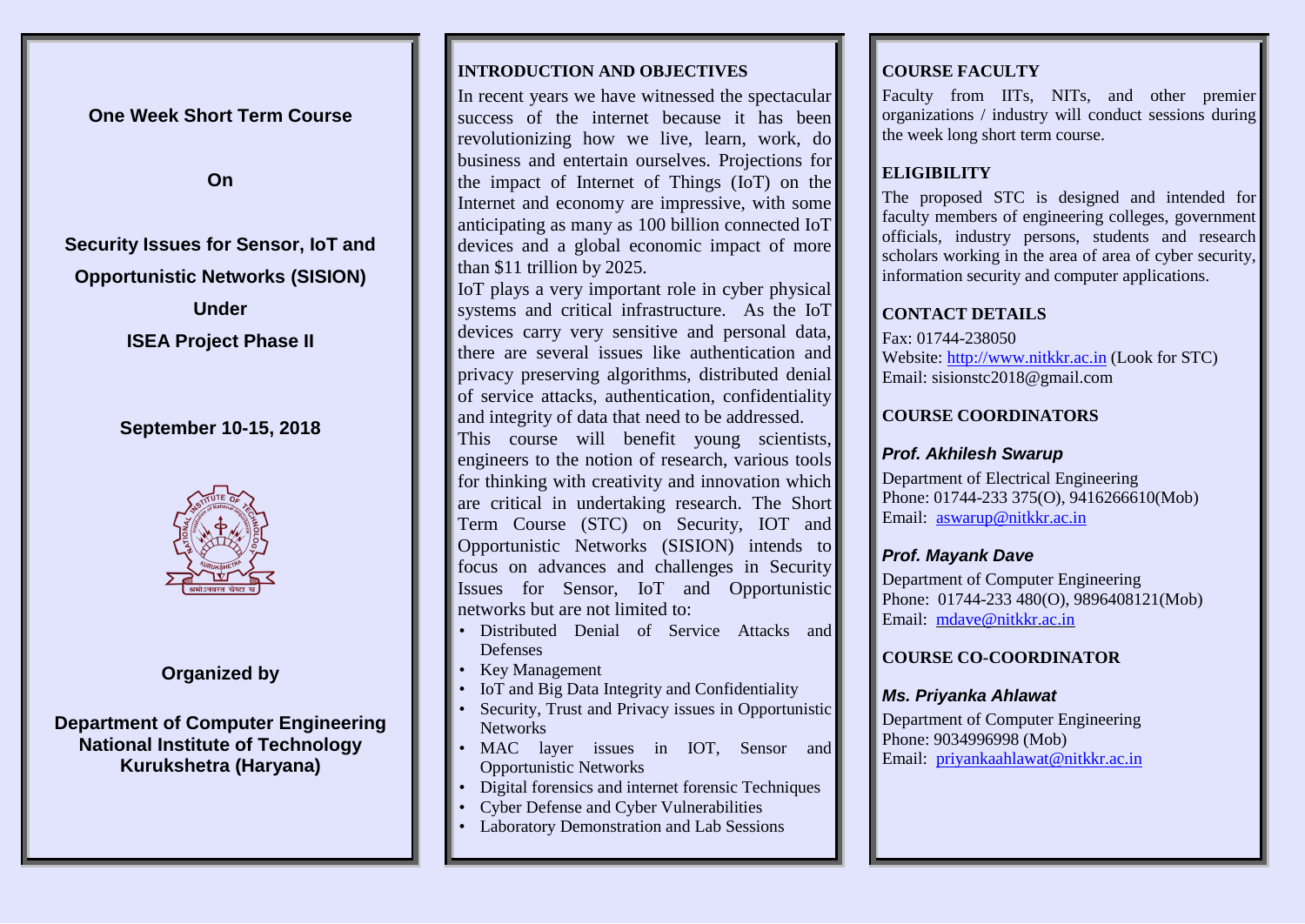**One Week Short Term Course**

**On**

# Security Issues for Sensor, IoT and Opportunistic Networks (SISION)

**Under**

**ISEA Project Phase II**

**September 10-15, 2018**

**Organized by**

**Department of Computer Engineering**
**National Institute of Technology**
**Kurukshetra (Haryana)**

## INTRODUCTION AND OBJECTIVES

In recent years we have witnessed the spectacular success of the internet because it has been revolutionizing how we live, learn, work, do business and entertain ourselves. Projections for the impact of Internet of Things (IoT) on the Internet and economy are impressive, with some anticipating as many as 100 billion connected IoT devices and a global economic impact of more than $11 trillion by 2025.

IoT plays a very important role in cyber physical systems and critical infrastructure. As the IoT devices carry very sensitive and personal data, there are several issues like authentication and privacy preserving algorithms, distributed denial of service attacks, authentication, confidentiality and integrity of data that need to be addressed.

This course will benefit young scientists, engineers to the notion of research, various tools for thinking with creativity and innovation which are critical in undertaking research. The Short Term Course (STC) on Security, IOT and Opportunistic Networks (SISION) intends to focus on advances and challenges in Security Issues for Sensor, IoT and Opportunistic networks but are not limited to:

- Distributed Denial of Service Attacks and Defenses
- Key Management
- IoT and Big Data Integrity and Confidentiality
- Security, Trust and Privacy issues in Opportunistic Networks
- MAC layer issues in IOT, Sensor and Opportunistic Networks
- Digital forensics and internet forensic Techniques
- Cyber Defense and Cyber Vulnerabilities
- Laboratory Demonstration and Lab Sessions

## COURSE FACULTY

Faculty from IITs, NITs, and other premier organizations / industry will conduct sessions during the week long short term course.

## ELIGIBILITY

The proposed STC is designed and intended for faculty members of engineering colleges, government officials, industry persons, students and research scholars working in the area of area of cyber security, information security and computer applications.

## CONTACT DETAILS

Fax: 01744-238050
Website: http://www.nitkkr.ac.in (Look for STC)
Email: sisionstc2018@gmail.com

## COURSE COORDINATORS

***Prof. Akhilesh Swarup***

Department of Electrical Engineering
Phone: 01744-233 375(O), 9416266610(Mob)
Email: aswarup@nitkkr.ac.in

***Prof. Mayank Dave***

Department of Computer Engineering
Phone: 01744-233 480(O), 9896408121(Mob)
Email: mdave@nitkkr.ac.in

## COURSE CO-COORDINATOR

***Ms. Priyanka Ahlawat***

Department of Computer Engineering
Phone: 9034996998 (Mob)
Email: priyankaahlawat@nitkkr.ac.in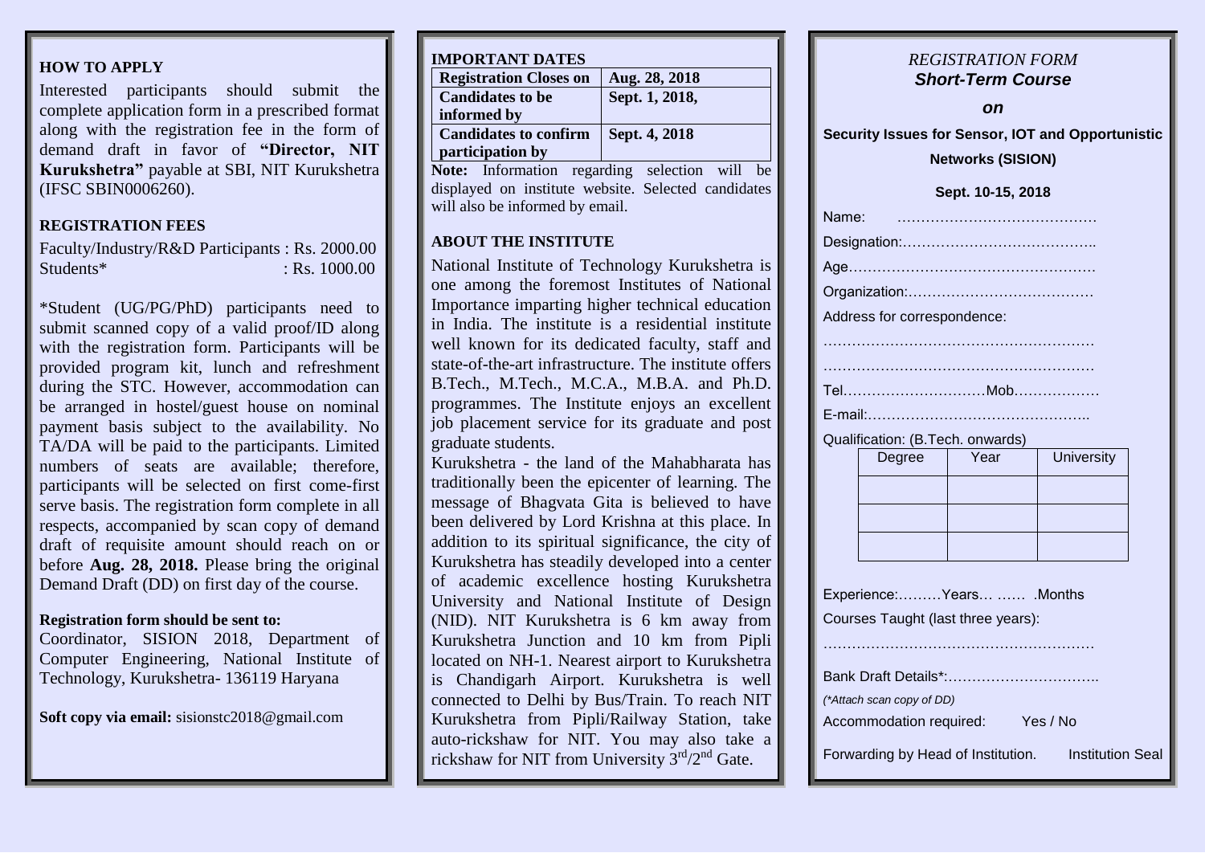## HOW TO APPLY

Interested participants should submit the complete application form in a prescribed format along with the registration fee in the form of demand draft in favor of **"Director, NIT Kurukshetra"** payable at SBI, NIT Kurukshetra (IFSC SBIN0006260).

## REGISTRATION FEES

Faculty/Industry/R&D Participants : Rs. 2000.00
Students* : Rs. 1000.00

*Student (UG/PG/PhD) participants need to submit scanned copy of a valid proof/ID along with the registration form. Participants will be provided program kit, lunch and refreshment during the STC. However, accommodation can be arranged in hostel/guest house on nominal payment basis subject to the availability. No TA/DA will be paid to the participants. Limited numbers of seats are available; therefore, participants will be selected on first come-first serve basis. The registration form complete in all respects, accompanied by scan copy of demand draft of requisite amount should reach on or before **Aug. 28, 2018.** Please bring the original Demand Draft (DD) on first day of the course.

**Registration form should be sent to:**
Coordinator, SISION 2018, Department of Computer Engineering, National Institute of Technology, Kurukshetra- 136119 Haryana

**Soft copy via email:** sisionstc2018@gmail.com

## IMPORTANT DATES

| | |
|---|---|
| **Registration Closes on** | **Aug. 28, 2018** |
| **Candidates to be informed by** | **Sept. 1, 2018,** |
| **Candidates to confirm participation by** | **Sept. 4, 2018** |

**Note:** Information regarding selection will be displayed on institute website. Selected candidates will also be informed by email.

## ABOUT THE INSTITUTE

National Institute of Technology Kurukshetra is one among the foremost Institutes of National Importance imparting higher technical education in India. The institute is a residential institute well known for its dedicated faculty, staff and state-of-the-art infrastructure. The institute offers B.Tech., M.Tech., M.C.A., M.B.A. and Ph.D. programmes. The Institute enjoys an excellent job placement service for its graduate and post graduate students.

Kurukshetra - the land of the Mahabharata has traditionally been the epicenter of learning. The message of Bhagvata Gita is believed to have been delivered by Lord Krishna at this place. In addition to its spiritual significance, the city of Kurukshetra has steadily developed into a center of academic excellence hosting Kurukshetra University and National Institute of Design (NID). NIT Kurukshetra is 6 km away from Kurukshetra Junction and 10 km from Pipli located on NH-1. Nearest airport to Kurukshetra is Chandigarh Airport. Kurukshetra is well connected to Delhi by Bus/Train. To reach NIT Kurukshetra from Pipli/Railway Station, take auto-rickshaw for NIT. You may also take a rickshaw for NIT from University 3rd/2nd Gate.

## *REGISTRATION FORM*
## ***Short-Term Course***
### ***on***
### **Security Issues for Sensor, IOT and Opportunistic Networks (SISION)**

**Sept. 10-15, 2018**

Name: ……………………………………

Designation:…………………………………..

Age……………………………………………

Organization:…………………………………

Address for correspondence:

…………………………………………………

…………………………………………………

Tel…………………………Mob………………

E-mail:………………………………………..

Qualification: (B.Tech. onwards)

| Degree | Year | University |
|---|---|---|
| | | |
| | | |
| | | |

Experience:………Years… …… .Months

Courses Taught (last three years):

…………………………………………………

Bank Draft Details*:…………………………..

*(*Attach scan copy of DD)*

Accommodation required: Yes / No

Forwarding by Head of Institution. Institution Seal